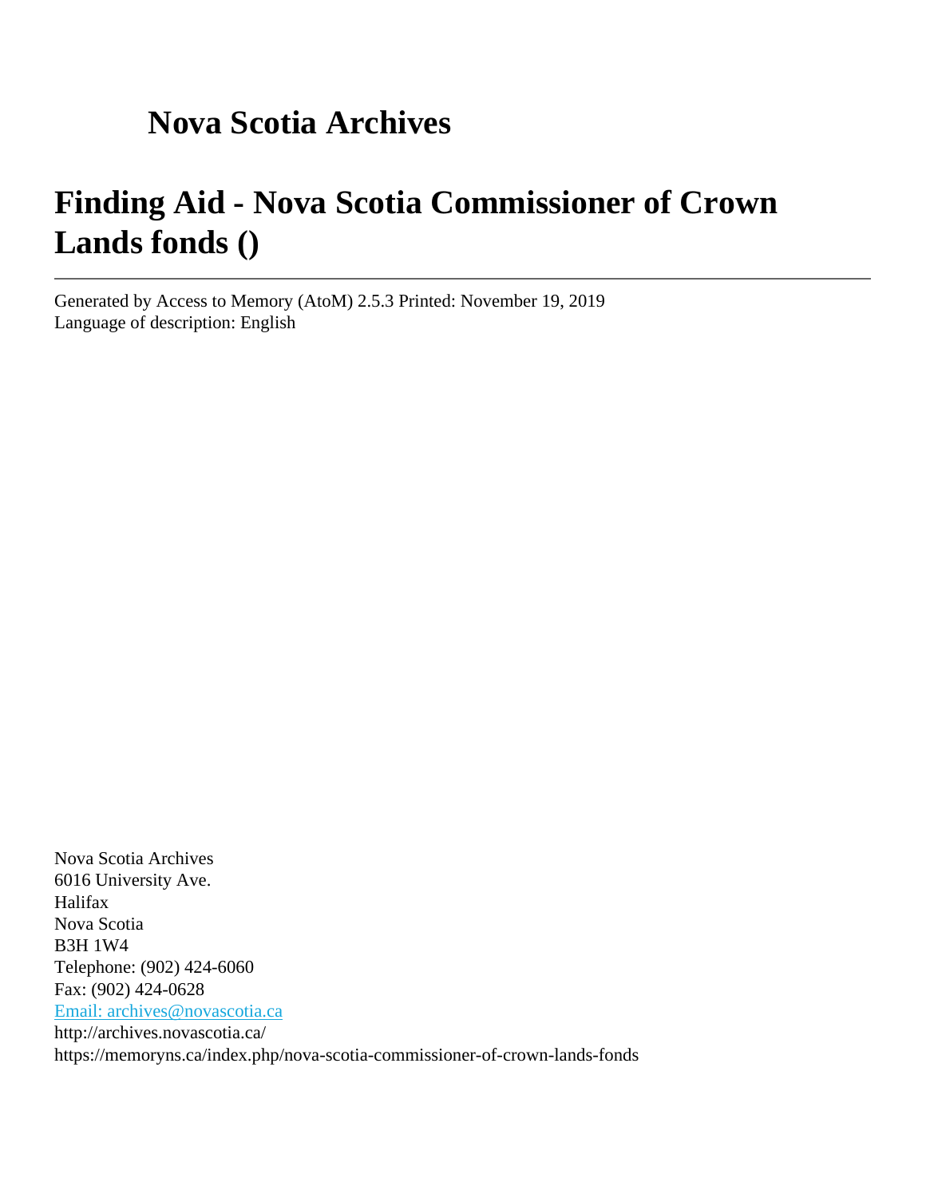# Nova Scotia Archives

# Finding Aid - Nova Scotia Commissioner of Crown Lands fonds ()

---

Generated by Access to Memory (AtoM) 2.5.3 Printed: November 19, 2019
Language of description: English

Nova Scotia Archives
6016 University Ave.
Halifax
Nova Scotia
B3H 1W4
Telephone: (902) 424-6060
Fax: (902) 424-0628
[Email: archives@novascotia.ca](mailto:archives@novascotia.ca)
http://archives.novascotia.ca/
https://memoryns.ca/index.php/nova-scotia-commissioner-of-crown-lands-fonds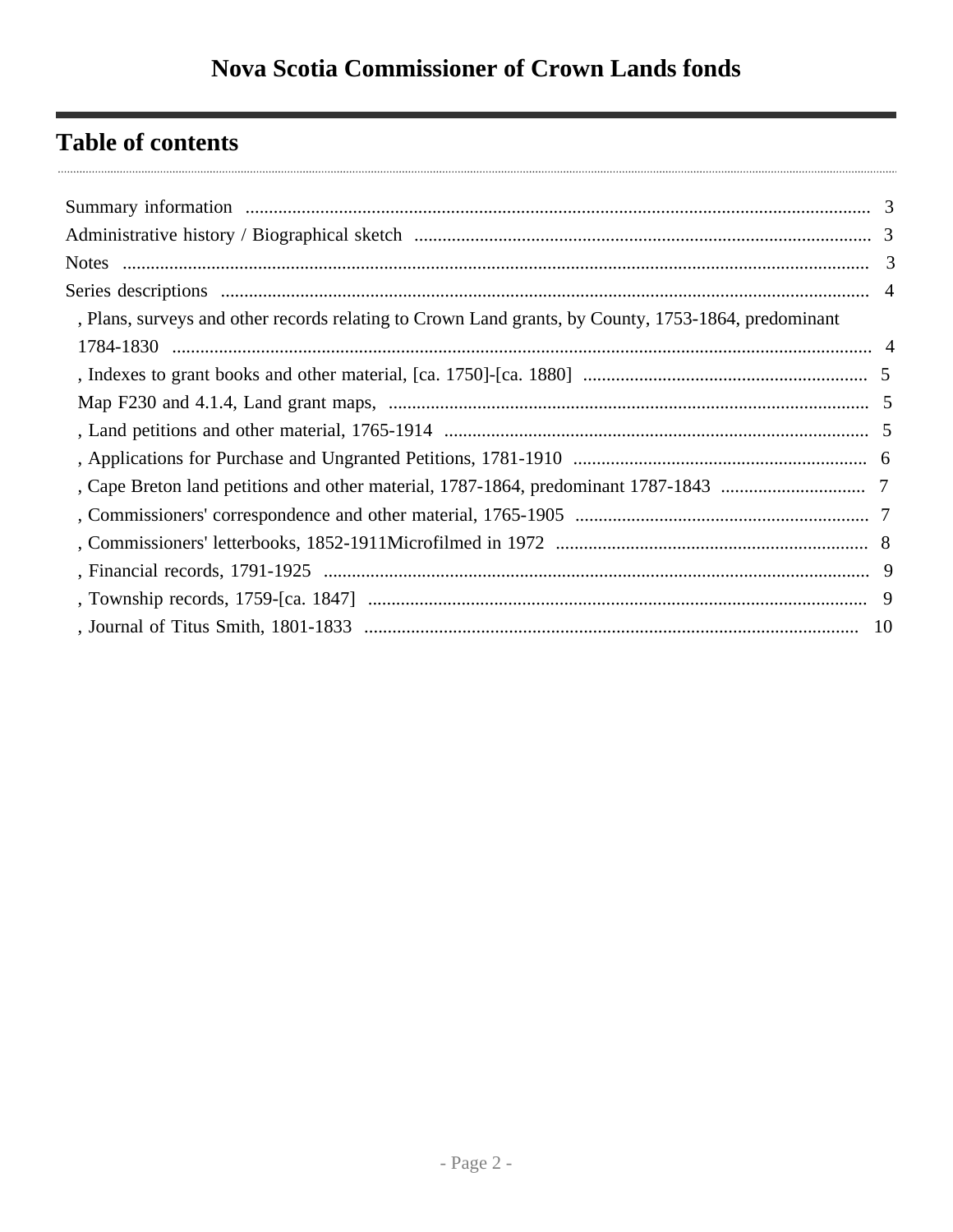# Nova Scotia Commissioner of Crown Lands fonds

## Table of contents

Summary information ........................................................ 3

Administrative history / Biographical sketch ........................................................ 3

Notes ........................................................ 3

Series descriptions ........................................................ 4

- , Plans, surveys and other records relating to Crown Land grants, by County, 1753-1864, predominant 1784-1830 ........................................................ 4
- , Indexes to grant books and other material, [ca. 1750]-[ca. 1880] ........................................................ 5
- Map F230 and 4.1.4, Land grant maps, ........................................................ 5
- , Land petitions and other material, 1765-1914 ........................................................ 5
- , Applications for Purchase and Ungranted Petitions, 1781-1910 ........................................................ 6
- , Cape Breton land petitions and other material, 1787-1864, predominant 1787-1843 ........................................................ 7
- , Commissioners' correspondence and other material, 1765-1905 ........................................................ 7
- , Commissioners' letterbooks, 1852-1911Microfilmed in 1972 ........................................................ 8
- , Financial records, 1791-1925 ........................................................ 9
- , Township records, 1759-[ca. 1847] ........................................................ 9
- , Journal of Titus Smith, 1801-1833 ........................................................ 10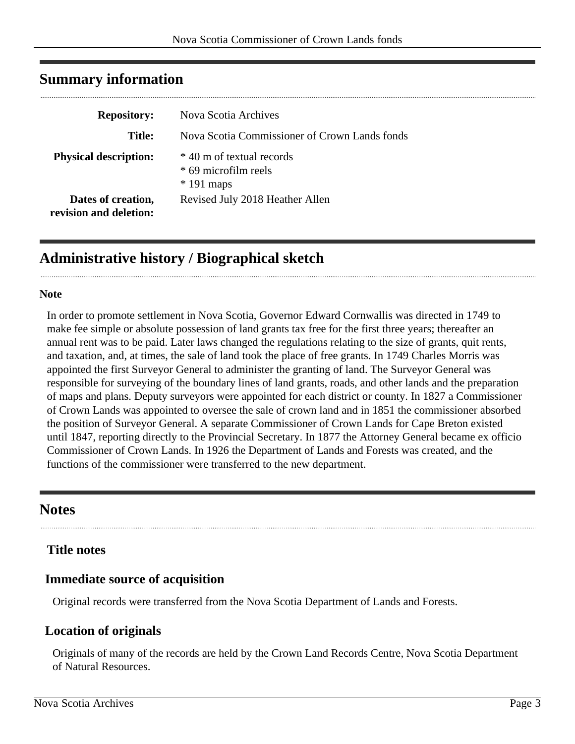## Summary information

| | |
|---|---|
| **Repository:** | Nova Scotia Archives |
| **Title:** | Nova Scotia Commissioner of Crown Lands fonds |
| **Physical description:** | * 40 m of textual records<br>* 69 microfilm reels<br>* 191 maps |
| **Dates of creation, revision and deletion:** | Revised July 2018 Heather Allen |

## Administrative history / Biographical sketch

**Note**

In order to promote settlement in Nova Scotia, Governor Edward Cornwallis was directed in 1749 to make fee simple or absolute possession of land grants tax free for the first three years; thereafter an annual rent was to be paid. Later laws changed the regulations relating to the size of grants, quit rents, and taxation, and, at times, the sale of land took the place of free grants. In 1749 Charles Morris was appointed the first Surveyor General to administer the granting of land. The Surveyor General was responsible for surveying of the boundary lines of land grants, roads, and other lands and the preparation of maps and plans. Deputy surveyors were appointed for each district or county. In 1827 a Commissioner of Crown Lands was appointed to oversee the sale of crown land and in 1851 the commissioner absorbed the position of Surveyor General. A separate Commissioner of Crown Lands for Cape Breton existed until 1847, reporting directly to the Provincial Secretary. In 1877 the Attorney General became ex officio Commissioner of Crown Lands. In 1926 the Department of Lands and Forests was created, and the functions of the commissioner were transferred to the new department.

## Notes

### Title notes

### Immediate source of acquisition

Original records were transferred from the Nova Scotia Department of Lands and Forests.

### Location of originals

Originals of many of the records are held by the Crown Land Records Centre, Nova Scotia Department of Natural Resources.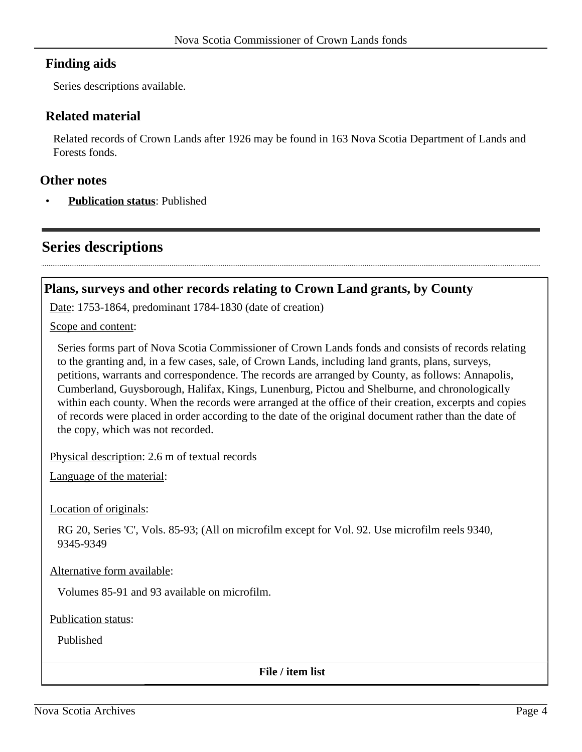## Finding aids

Series descriptions available.

## Related material

Related records of Crown Lands after 1926 may be found in 163 Nova Scotia Department of Lands and Forests fonds.

## Other notes

- **Publication status**: Published

# Series descriptions

### Plans, surveys and other records relating to Crown Land grants, by County

Date: 1753-1864, predominant 1784-1830 (date of creation)

Scope and content:

Series forms part of Nova Scotia Commissioner of Crown Lands fonds and consists of records relating to the granting and, in a few cases, sale, of Crown Lands, including land grants, plans, surveys, petitions, warrants and correspondence. The records are arranged by County, as follows: Annapolis, Cumberland, Guysborough, Halifax, Kings, Lunenburg, Pictou and Shelburne, and chronologically within each county. When the records were arranged at the office of their creation, excerpts and copies of records were placed in order according to the date of the original document rather than the date of the copy, which was not recorded.

Physical description: 2.6 m of textual records

Language of the material:

Location of originals:

RG 20, Series 'C', Vols. 85-93; (All on microfilm except for Vol. 92. Use microfilm reels 9340, 9345-9349

Alternative form available:

Volumes 85-91 and 93 available on microfilm.

Publication status:

Published

**File / item list**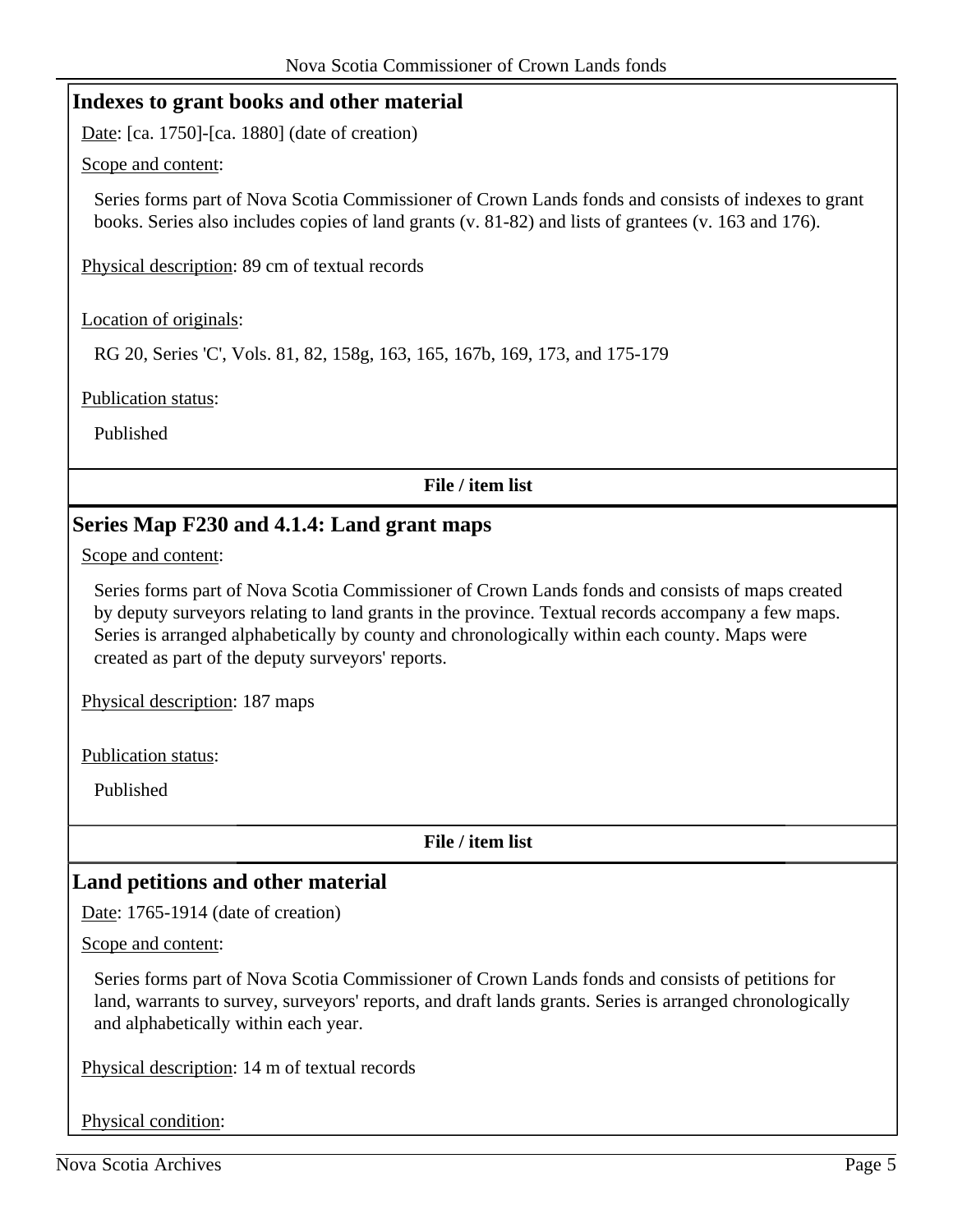## Indexes to grant books and other material

Date: [ca. 1750]-[ca. 1880] (date of creation)

Scope and content:

Series forms part of Nova Scotia Commissioner of Crown Lands fonds and consists of indexes to grant books. Series also includes copies of land grants (v. 81-82) and lists of grantees (v. 163 and 176).

Physical description: 89 cm of textual records

Location of originals:

RG 20, Series 'C', Vols. 81, 82, 158g, 163, 165, 167b, 169, 173, and 175-179

Publication status:

Published

**File / item list**

## Series Map F230 and 4.1.4: Land grant maps

Scope and content:

Series forms part of Nova Scotia Commissioner of Crown Lands fonds and consists of maps created by deputy surveyors relating to land grants in the province. Textual records accompany a few maps. Series is arranged alphabetically by county and chronologically within each county. Maps were created as part of the deputy surveyors' reports.

Physical description: 187 maps

Publication status:

Published

**File / item list**

## Land petitions and other material

Date: 1765-1914 (date of creation)

Scope and content:

Series forms part of Nova Scotia Commissioner of Crown Lands fonds and consists of petitions for land, warrants to survey, surveyors' reports, and draft lands grants. Series is arranged chronologically and alphabetically within each year.

Physical description: 14 m of textual records

Physical condition: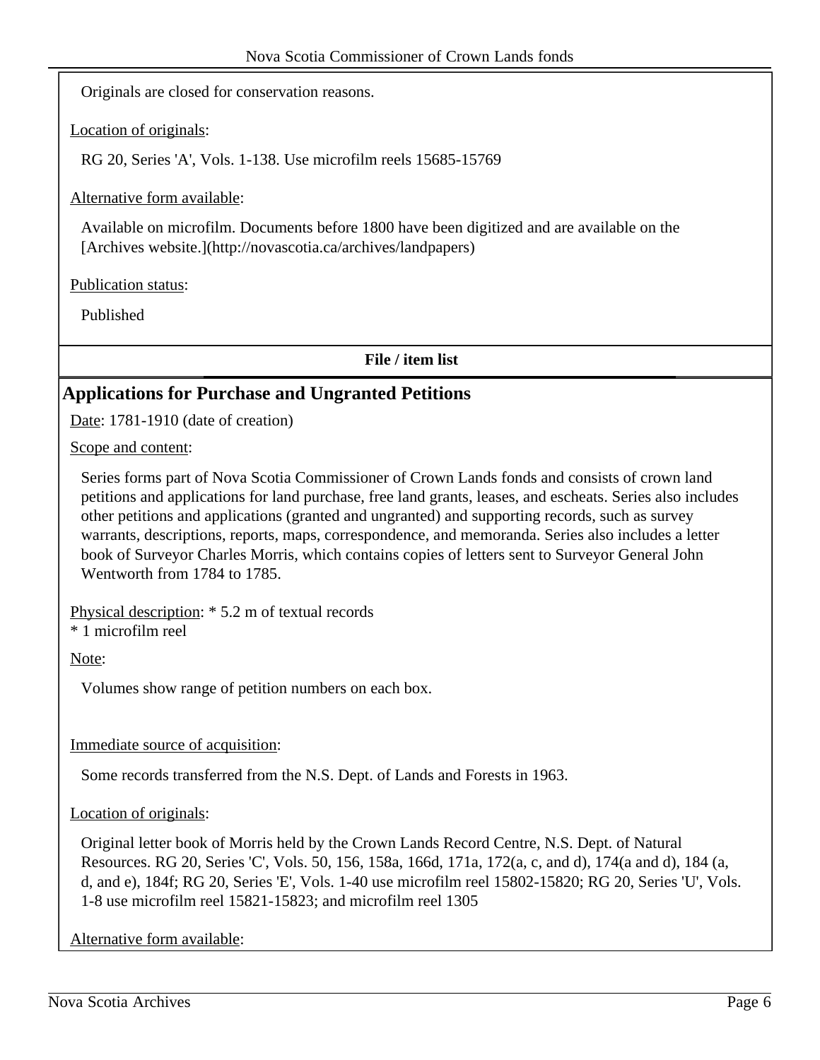Originals are closed for conservation reasons.

Location of originals:

RG 20, Series 'A', Vols. 1-138. Use microfilm reels 15685-15769

Alternative form available:

Available on microfilm. Documents before 1800 have been digitized and are available on the [Archives website.](http://novascotia.ca/archives/landpapers)

Publication status:

Published

**File / item list**

## Applications for Purchase and Ungranted Petitions

Date: 1781-1910 (date of creation)

Scope and content:

Series forms part of Nova Scotia Commissioner of Crown Lands fonds and consists of crown land petitions and applications for land purchase, free land grants, leases, and escheats. Series also includes other petitions and applications (granted and ungranted) and supporting records, such as survey warrants, descriptions, reports, maps, correspondence, and memoranda. Series also includes a letter book of Surveyor Charles Morris, which contains copies of letters sent to Surveyor General John Wentworth from 1784 to 1785.

Physical description: * 5.2 m of textual records
* 1 microfilm reel

Note:

Volumes show range of petition numbers on each box.

Immediate source of acquisition:

Some records transferred from the N.S. Dept. of Lands and Forests in 1963.

Location of originals:

Original letter book of Morris held by the Crown Lands Record Centre, N.S. Dept. of Natural Resources. RG 20, Series 'C', Vols. 50, 156, 158a, 166d, 171a, 172(a, c, and d), 174(a and d), 184 (a, d, and e), 184f; RG 20, Series 'E', Vols. 1-40 use microfilm reel 15802-15820; RG 20, Series 'U', Vols. 1-8 use microfilm reel 15821-15823; and microfilm reel 1305

Alternative form available: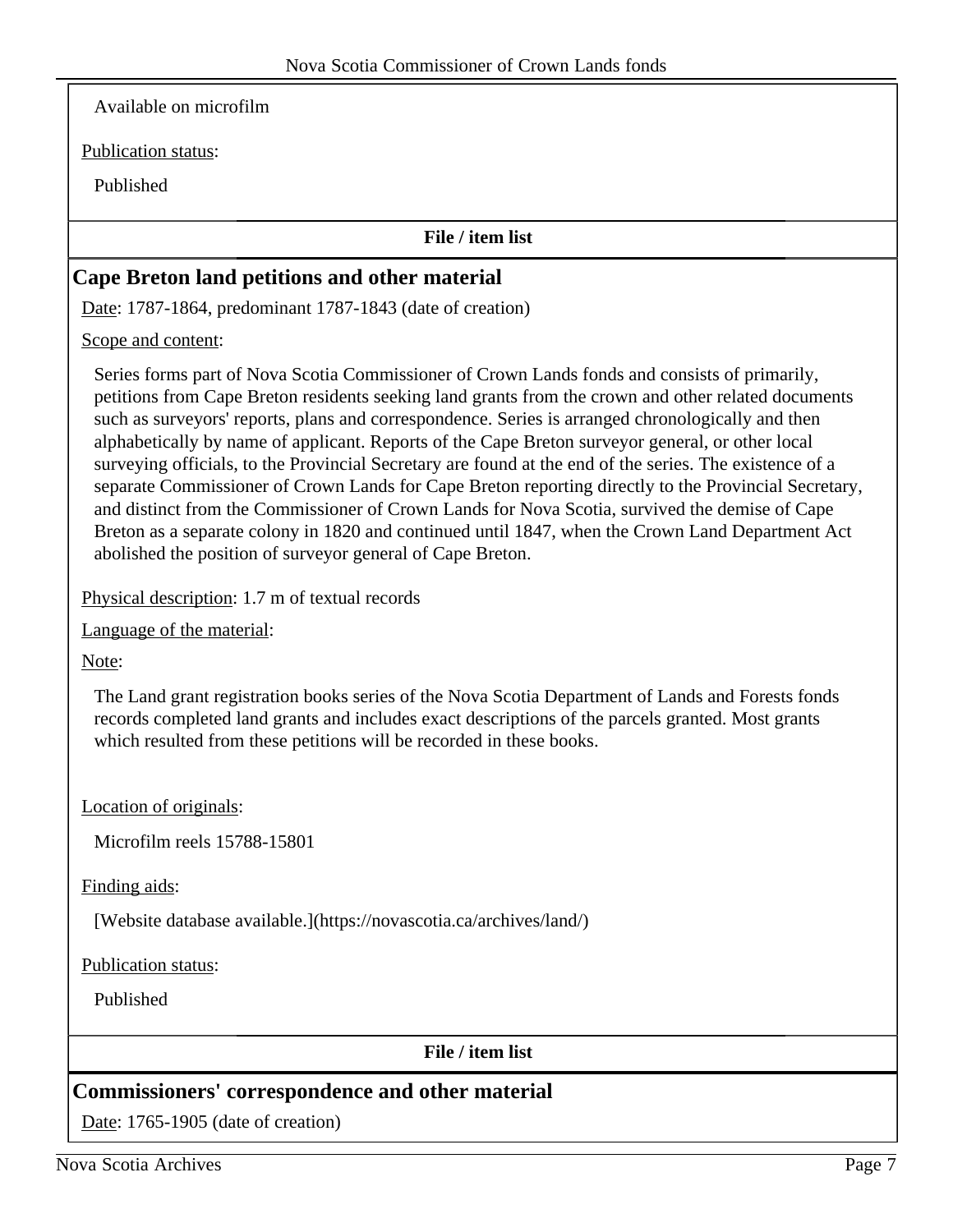Available on microfilm

Publication status:

Published

**File / item list**

## Cape Breton land petitions and other material

Date: 1787-1864, predominant 1787-1843 (date of creation)

Scope and content:

Series forms part of Nova Scotia Commissioner of Crown Lands fonds and consists of primarily, petitions from Cape Breton residents seeking land grants from the crown and other related documents such as surveyors' reports, plans and correspondence. Series is arranged chronologically and then alphabetically by name of applicant. Reports of the Cape Breton surveyor general, or other local surveying officials, to the Provincial Secretary are found at the end of the series. The existence of a separate Commissioner of Crown Lands for Cape Breton reporting directly to the Provincial Secretary, and distinct from the Commissioner of Crown Lands for Nova Scotia, survived the demise of Cape Breton as a separate colony in 1820 and continued until 1847, when the Crown Land Department Act abolished the position of surveyor general of Cape Breton.

Physical description: 1.7 m of textual records

Language of the material:

Note:

The Land grant registration books series of the Nova Scotia Department of Lands and Forests fonds records completed land grants and includes exact descriptions of the parcels granted. Most grants which resulted from these petitions will be recorded in these books.

Location of originals:

Microfilm reels 15788-15801

Finding aids:

[Website database available.](https://novascotia.ca/archives/land/)

Publication status:

Published

**File / item list**

## Commissioners' correspondence and other material

Date: 1765-1905 (date of creation)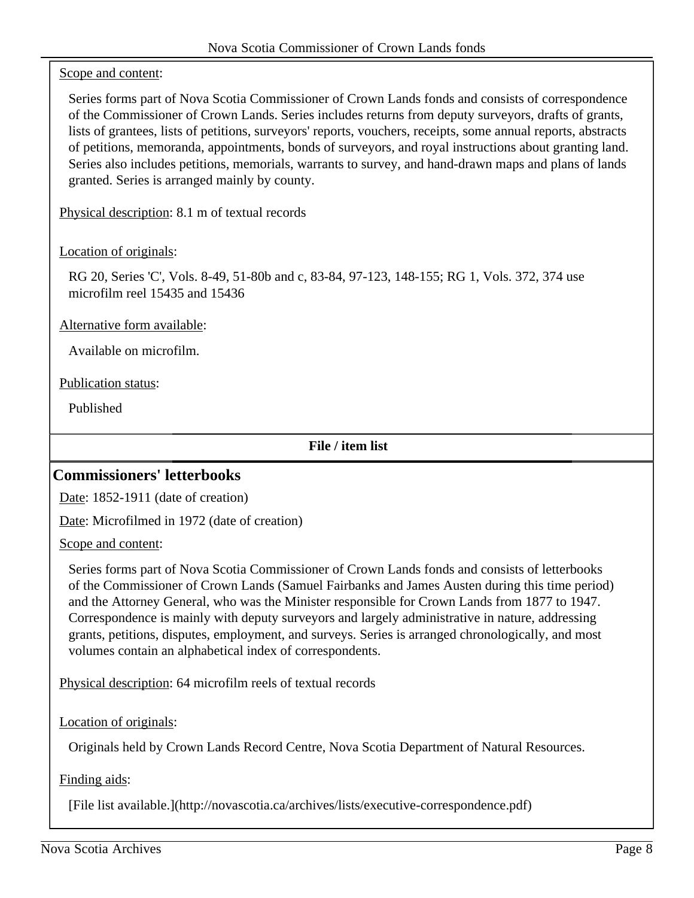Scope and content:

Series forms part of Nova Scotia Commissioner of Crown Lands fonds and consists of correspondence of the Commissioner of Crown Lands. Series includes returns from deputy surveyors, drafts of grants, lists of grantees, lists of petitions, surveyors' reports, vouchers, receipts, some annual reports, abstracts of petitions, memoranda, appointments, bonds of surveyors, and royal instructions about granting land. Series also includes petitions, memorials, warrants to survey, and hand-drawn maps and plans of lands granted. Series is arranged mainly by county.

Physical description: 8.1 m of textual records

Location of originals:

RG 20, Series 'C', Vols. 8-49, 51-80b and c, 83-84, 97-123, 148-155; RG 1, Vols. 372, 374 use microfilm reel 15435 and 15436

Alternative form available:

Available on microfilm.

Publication status:

Published

**File / item list**

## Commissioners' letterbooks

Date: 1852-1911 (date of creation)

Date: Microfilmed in 1972 (date of creation)

Scope and content:

Series forms part of Nova Scotia Commissioner of Crown Lands fonds and consists of letterbooks of the Commissioner of Crown Lands (Samuel Fairbanks and James Austen during this time period) and the Attorney General, who was the Minister responsible for Crown Lands from 1877 to 1947. Correspondence is mainly with deputy surveyors and largely administrative in nature, addressing grants, petitions, disputes, employment, and surveys. Series is arranged chronologically, and most volumes contain an alphabetical index of correspondents.

Physical description: 64 microfilm reels of textual records

Location of originals:

Originals held by Crown Lands Record Centre, Nova Scotia Department of Natural Resources.

Finding aids:

[File list available.](http://novascotia.ca/archives/lists/executive-correspondence.pdf)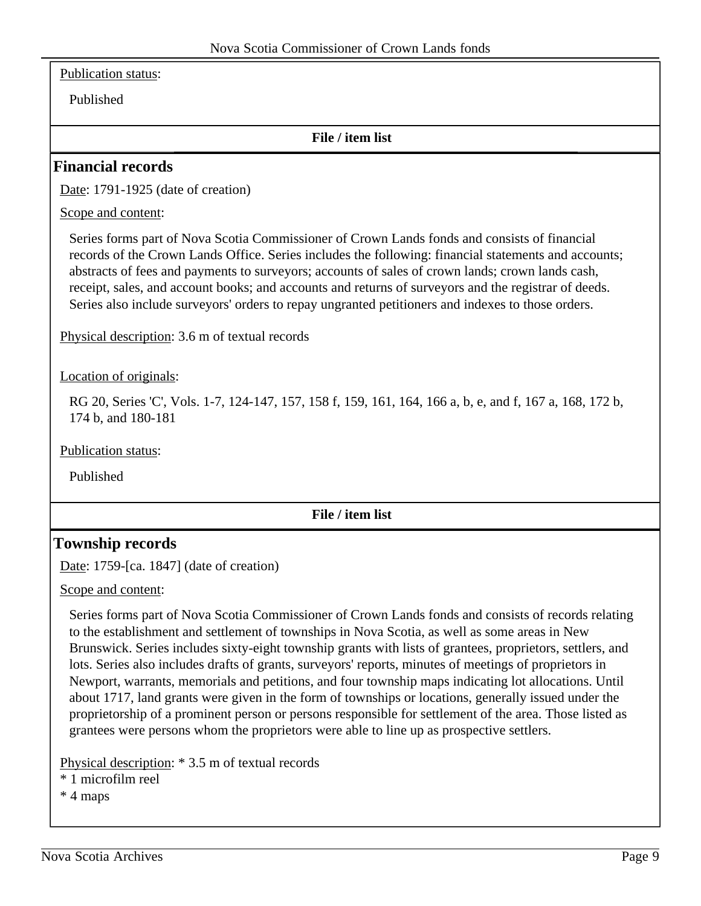Publication status:

Published

**File / item list**

## Financial records

Date: 1791-1925 (date of creation)

Scope and content:

Series forms part of Nova Scotia Commissioner of Crown Lands fonds and consists of financial records of the Crown Lands Office. Series includes the following: financial statements and accounts; abstracts of fees and payments to surveyors; accounts of sales of crown lands; crown lands cash, receipt, sales, and account books; and accounts and returns of surveyors and the registrar of deeds. Series also include surveyors' orders to repay ungranted petitioners and indexes to those orders.

Physical description: 3.6 m of textual records

Location of originals:

RG 20, Series 'C', Vols. 1-7, 124-147, 157, 158 f, 159, 161, 164, 166 a, b, e, and f, 167 a, 168, 172 b, 174 b, and 180-181

Publication status:

Published

**File / item list**

## Township records

Date: 1759-[ca. 1847] (date of creation)

Scope and content:

Series forms part of Nova Scotia Commissioner of Crown Lands fonds and consists of records relating to the establishment and settlement of townships in Nova Scotia, as well as some areas in New Brunswick. Series includes sixty-eight township grants with lists of grantees, proprietors, settlers, and lots. Series also includes drafts of grants, surveyors' reports, minutes of meetings of proprietors in Newport, warrants, memorials and petitions, and four township maps indicating lot allocations. Until about 1717, land grants were given in the form of townships or locations, generally issued under the proprietorship of a prominent person or persons responsible for settlement of the area. Those listed as grantees were persons whom the proprietors were able to line up as prospective settlers.

Physical description: * 3.5 m of textual records
* 1 microfilm reel
* 4 maps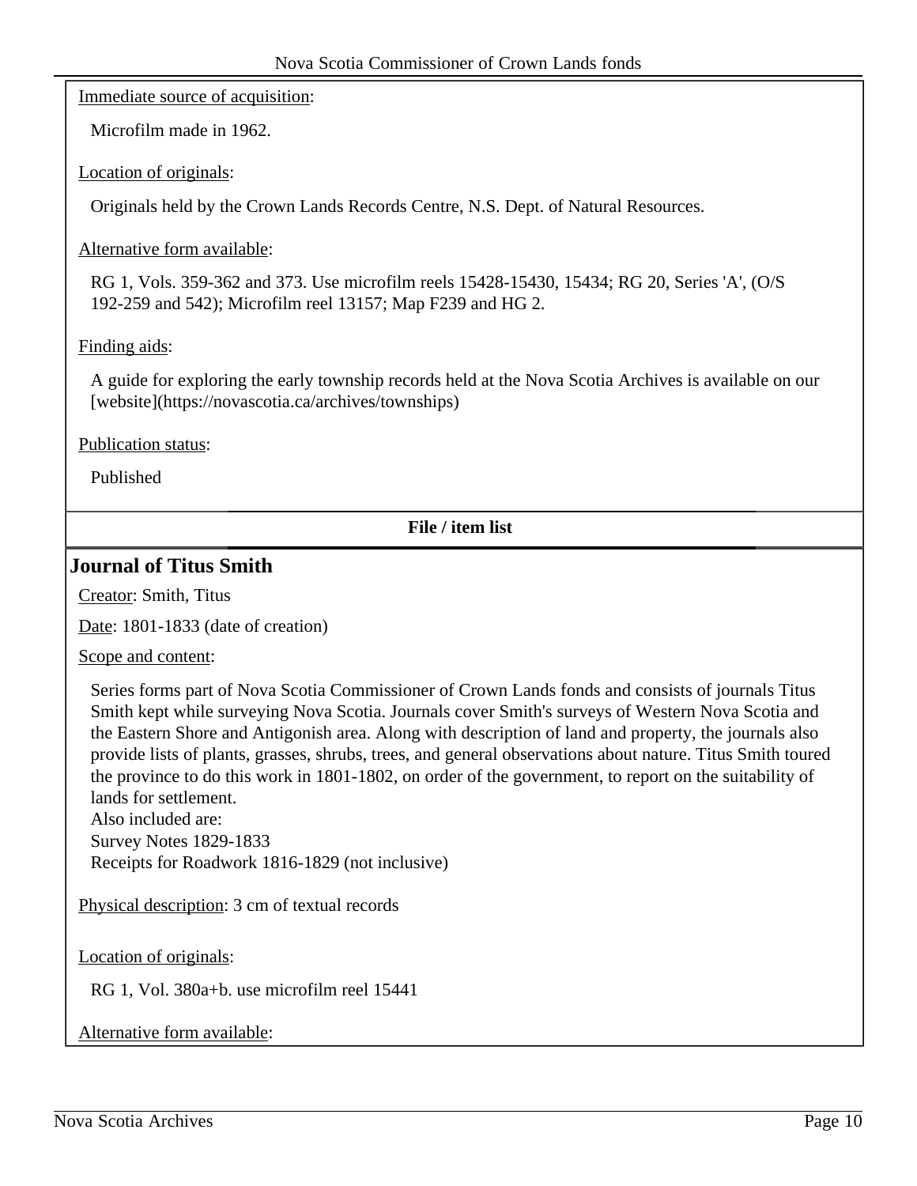Immediate source of acquisition:

Microfilm made in 1962.

Location of originals:

Originals held by the Crown Lands Records Centre, N.S. Dept. of Natural Resources.

Alternative form available:

RG 1, Vols. 359-362 and 373. Use microfilm reels 15428-15430, 15434; RG 20, Series 'A', (O/S 192-259 and 542); Microfilm reel 13157; Map F239 and HG 2.

Finding aids:

A guide for exploring the early township records held at the Nova Scotia Archives is available on our [website](https://novascotia.ca/archives/townships)

Publication status:

Published

**File / item list**

## Journal of Titus Smith

Creator: Smith, Titus

Date: 1801-1833 (date of creation)

Scope and content:

Series forms part of Nova Scotia Commissioner of Crown Lands fonds and consists of journals Titus Smith kept while surveying Nova Scotia. Journals cover Smith's surveys of Western Nova Scotia and the Eastern Shore and Antigonish area. Along with description of land and property, the journals also provide lists of plants, grasses, shrubs, trees, and general observations about nature. Titus Smith toured the province to do this work in 1801-1802, on order of the government, to report on the suitability of lands for settlement.
Also included are:
Survey Notes 1829-1833
Receipts for Roadwork 1816-1829 (not inclusive)

Physical description: 3 cm of textual records

Location of originals:

RG 1, Vol. 380a+b. use microfilm reel 15441

Alternative form available: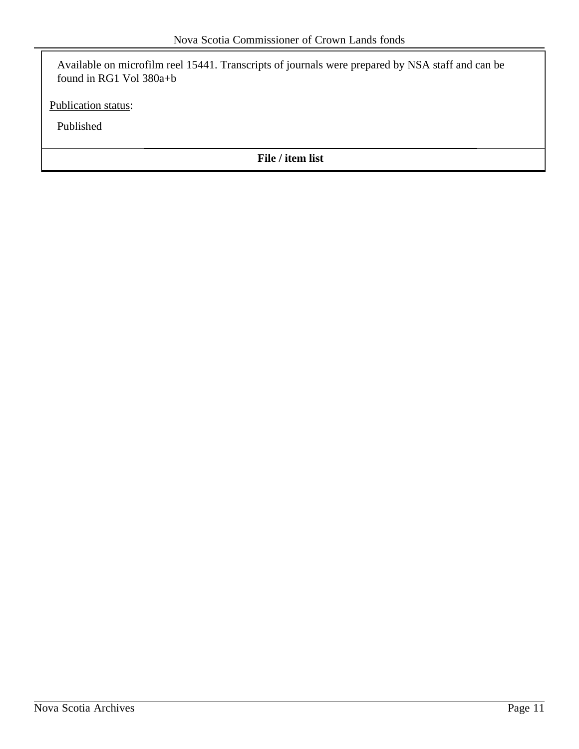Available on microfilm reel 15441. Transcripts of journals were prepared by NSA staff and can be found in RG1 Vol 380a+b

Publication status:

Published

**File / item list**